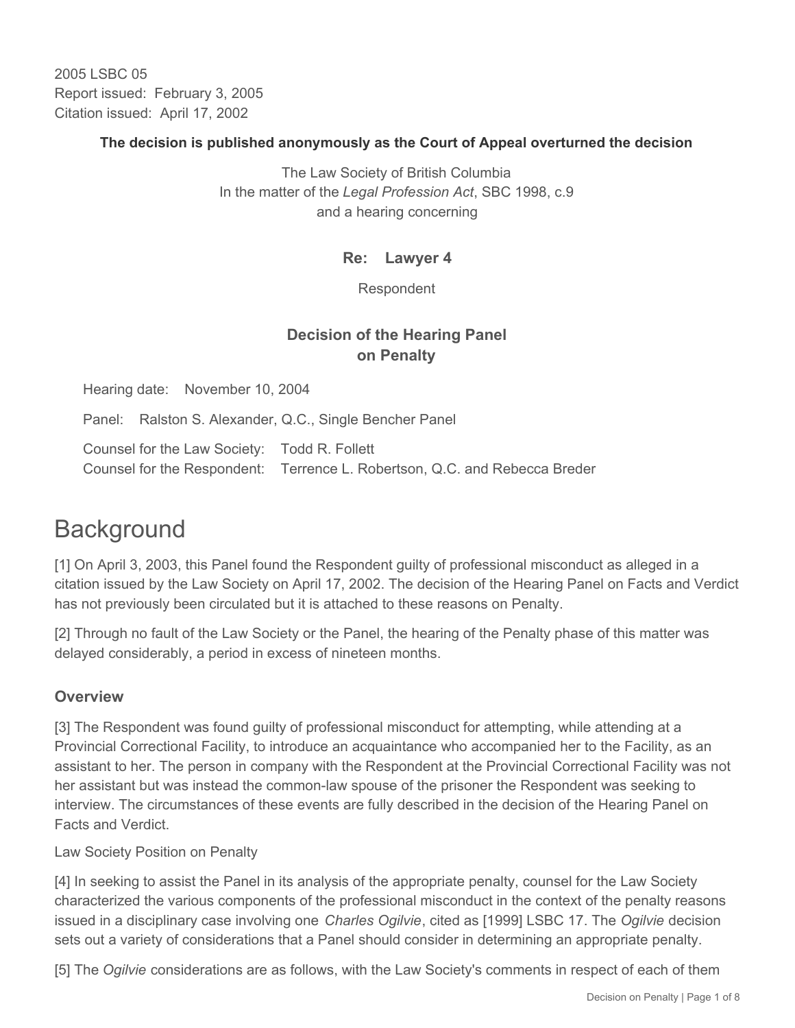2005 LSBC 05
Report issued: February 3, 2005
Citation issued: April 17, 2002

**The decision is published anonymously as the Court of Appeal overturned the decision**

The Law Society of British Columbia
In the matter of the *Legal Profession Act*, SBC 1998, c.9
and a hearing concerning

**Re: Lawyer 4**

Respondent

**Decision of the Hearing Panel on Penalty**

Hearing date: November 10, 2004

Panel: Ralston S. Alexander, Q.C., Single Bencher Panel

Counsel for the Law Society: Todd R. Follett
Counsel for the Respondent: Terrence L. Robertson, Q.C. and Rebecca Breder

# Background

[1] On April 3, 2003, this Panel found the Respondent guilty of professional misconduct as alleged in a citation issued by the Law Society on April 17, 2002. The decision of the Hearing Panel on Facts and Verdict has not previously been circulated but it is attached to these reasons on Penalty.

[2] Through no fault of the Law Society or the Panel, the hearing of the Penalty phase of this matter was delayed considerably, a period in excess of nineteen months.

### Overview

[3] The Respondent was found guilty of professional misconduct for attempting, while attending at a Provincial Correctional Facility, to introduce an acquaintance who accompanied her to the Facility, as an assistant to her. The person in company with the Respondent at the Provincial Correctional Facility was not her assistant but was instead the common-law spouse of the prisoner the Respondent was seeking to interview. The circumstances of these events are fully described in the decision of the Hearing Panel on Facts and Verdict.

Law Society Position on Penalty

[4] In seeking to assist the Panel in its analysis of the appropriate penalty, counsel for the Law Society characterized the various components of the professional misconduct in the context of the penalty reasons issued in a disciplinary case involving one *Charles Ogilvie*, cited as [1999] LSBC 17. The *Ogilvie* decision sets out a variety of considerations that a Panel should consider in determining an appropriate penalty.

[5] The *Ogilvie* considerations are as follows, with the Law Society's comments in respect of each of them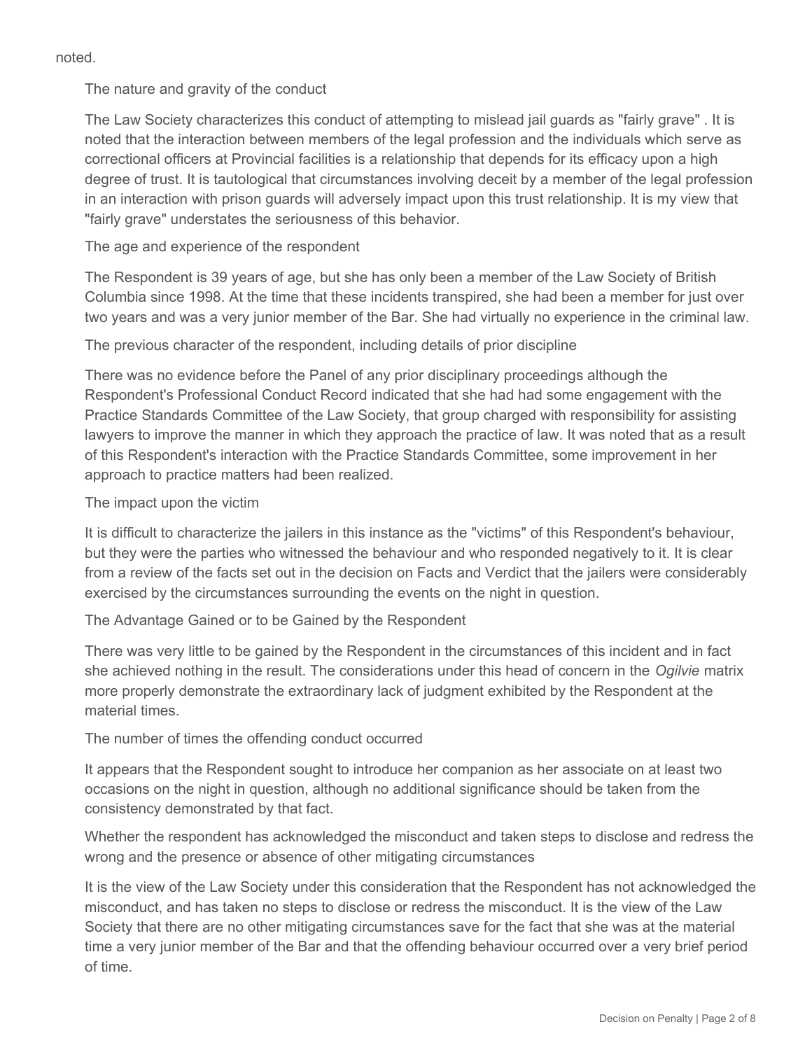noted.

### The nature and gravity of the conduct

The Law Society characterizes this conduct of attempting to mislead jail guards as "fairly grave" . It is noted that the interaction between members of the legal profession and the individuals which serve as correctional officers at Provincial facilities is a relationship that depends for its efficacy upon a high degree of trust. It is tautological that circumstances involving deceit by a member of the legal profession in an interaction with prison guards will adversely impact upon this trust relationship. It is my view that "fairly grave" understates the seriousness of this behavior.

### The age and experience of the respondent

The Respondent is 39 years of age, but she has only been a member of the Law Society of British Columbia since 1998. At the time that these incidents transpired, she had been a member for just over two years and was a very junior member of the Bar. She had virtually no experience in the criminal law.

### The previous character of the respondent, including details of prior discipline

There was no evidence before the Panel of any prior disciplinary proceedings although the Respondent's Professional Conduct Record indicated that she had had some engagement with the Practice Standards Committee of the Law Society, that group charged with responsibility for assisting lawyers to improve the manner in which they approach the practice of law. It was noted that as a result of this Respondent's interaction with the Practice Standards Committee, some improvement in her approach to practice matters had been realized.

### The impact upon the victim

It is difficult to characterize the jailers in this instance as the "victims" of this Respondent's behaviour, but they were the parties who witnessed the behaviour and who responded negatively to it. It is clear from a review of the facts set out in the decision on Facts and Verdict that the jailers were considerably exercised by the circumstances surrounding the events on the night in question.

### The Advantage Gained or to be Gained by the Respondent

There was very little to be gained by the Respondent in the circumstances of this incident and in fact she achieved nothing in the result. The considerations under this head of concern in the *Ogilvie* matrix more properly demonstrate the extraordinary lack of judgment exhibited by the Respondent at the material times.

### The number of times the offending conduct occurred

It appears that the Respondent sought to introduce her companion as her associate on at least two occasions on the night in question, although no additional significance should be taken from the consistency demonstrated by that fact.

### Whether the respondent has acknowledged the misconduct and taken steps to disclose and redress the wrong and the presence or absence of other mitigating circumstances

It is the view of the Law Society under this consideration that the Respondent has not acknowledged the misconduct, and has taken no steps to disclose or redress the misconduct. It is the view of the Law Society that there are no other mitigating circumstances save for the fact that she was at the material time a very junior member of the Bar and that the offending behaviour occurred over a very brief period of time.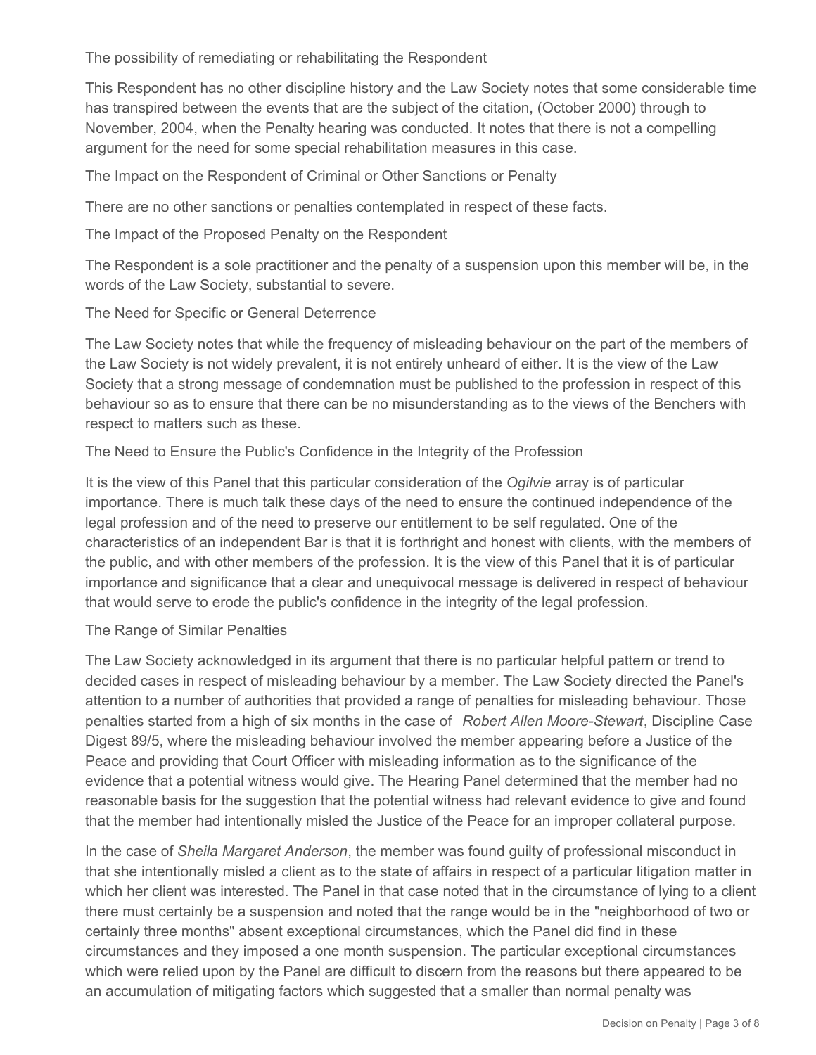The possibility of remediating or rehabilitating the Respondent

This Respondent has no other discipline history and the Law Society notes that some considerable time has transpired between the events that are the subject of the citation, (October 2000) through to November, 2004, when the Penalty hearing was conducted. It notes that there is not a compelling argument for the need for some special rehabilitation measures in this case.

The Impact on the Respondent of Criminal or Other Sanctions or Penalty

There are no other sanctions or penalties contemplated in respect of these facts.

The Impact of the Proposed Penalty on the Respondent

The Respondent is a sole practitioner and the penalty of a suspension upon this member will be, in the words of the Law Society, substantial to severe.

The Need for Specific or General Deterrence

The Law Society notes that while the frequency of misleading behaviour on the part of the members of the Law Society is not widely prevalent, it is not entirely unheard of either. It is the view of the Law Society that a strong message of condemnation must be published to the profession in respect of this behaviour so as to ensure that there can be no misunderstanding as to the views of the Benchers with respect to matters such as these.

The Need to Ensure the Public's Confidence in the Integrity of the Profession

It is the view of this Panel that this particular consideration of the *Ogilvie* array is of particular importance. There is much talk these days of the need to ensure the continued independence of the legal profession and of the need to preserve our entitlement to be self regulated. One of the characteristics of an independent Bar is that it is forthright and honest with clients, with the members of the public, and with other members of the profession. It is the view of this Panel that it is of particular importance and significance that a clear and unequivocal message is delivered in respect of behaviour that would serve to erode the public's confidence in the integrity of the legal profession.

The Range of Similar Penalties

The Law Society acknowledged in its argument that there is no particular helpful pattern or trend to decided cases in respect of misleading behaviour by a member. The Law Society directed the Panel's attention to a number of authorities that provided a range of penalties for misleading behaviour. Those penalties started from a high of six months in the case of *Robert Allen Moore-Stewart*, Discipline Case Digest 89/5, where the misleading behaviour involved the member appearing before a Justice of the Peace and providing that Court Officer with misleading information as to the significance of the evidence that a potential witness would give. The Hearing Panel determined that the member had no reasonable basis for the suggestion that the potential witness had relevant evidence to give and found that the member had intentionally misled the Justice of the Peace for an improper collateral purpose.

In the case of *Sheila Margaret Anderson*, the member was found guilty of professional misconduct in that she intentionally misled a client as to the state of affairs in respect of a particular litigation matter in which her client was interested. The Panel in that case noted that in the circumstance of lying to a client there must certainly be a suspension and noted that the range would be in the "neighborhood of two or certainly three months" absent exceptional circumstances, which the Panel did find in these circumstances and they imposed a one month suspension. The particular exceptional circumstances which were relied upon by the Panel are difficult to discern from the reasons but there appeared to be an accumulation of mitigating factors which suggested that a smaller than normal penalty was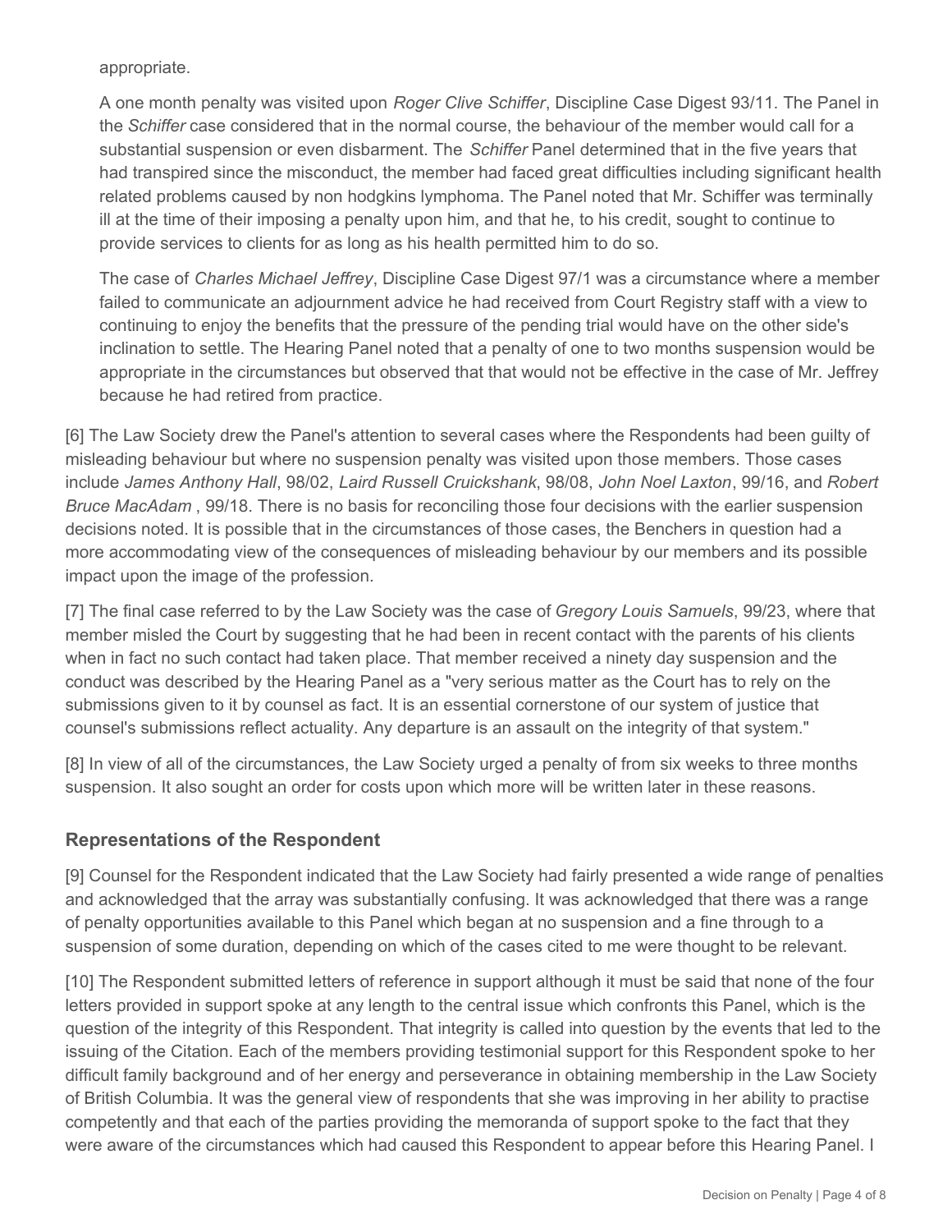appropriate.

A one month penalty was visited upon *Roger Clive Schiffer*, Discipline Case Digest 93/11. The Panel in the *Schiffer* case considered that in the normal course, the behaviour of the member would call for a substantial suspension or even disbarment. The *Schiffer* Panel determined that in the five years that had transpired since the misconduct, the member had faced great difficulties including significant health related problems caused by non hodgkins lymphoma. The Panel noted that Mr. Schiffer was terminally ill at the time of their imposing a penalty upon him, and that he, to his credit, sought to continue to provide services to clients for as long as his health permitted him to do so.

The case of *Charles Michael Jeffrey*, Discipline Case Digest 97/1 was a circumstance where a member failed to communicate an adjournment advice he had received from Court Registry staff with a view to continuing to enjoy the benefits that the pressure of the pending trial would have on the other side's inclination to settle. The Hearing Panel noted that a penalty of one to two months suspension would be appropriate in the circumstances but observed that that would not be effective in the case of Mr. Jeffrey because he had retired from practice.

[6] The Law Society drew the Panel's attention to several cases where the Respondents had been guilty of misleading behaviour but where no suspension penalty was visited upon those members. Those cases include *James Anthony Hall*, 98/02, *Laird Russell Cruickshank*, 98/08, *John Noel Laxton*, 99/16, and *Robert Bruce MacAdam* , 99/18. There is no basis for reconciling those four decisions with the earlier suspension decisions noted. It is possible that in the circumstances of those cases, the Benchers in question had a more accommodating view of the consequences of misleading behaviour by our members and its possible impact upon the image of the profession.

[7] The final case referred to by the Law Society was the case of *Gregory Louis Samuels*, 99/23, where that member misled the Court by suggesting that he had been in recent contact with the parents of his clients when in fact no such contact had taken place. That member received a ninety day suspension and the conduct was described by the Hearing Panel as a "very serious matter as the Court has to rely on the submissions given to it by counsel as fact. It is an essential cornerstone of our system of justice that counsel's submissions reflect actuality. Any departure is an assault on the integrity of that system."

[8] In view of all of the circumstances, the Law Society urged a penalty of from six weeks to three months suspension. It also sought an order for costs upon which more will be written later in these reasons.

## Representations of the Respondent

[9] Counsel for the Respondent indicated that the Law Society had fairly presented a wide range of penalties and acknowledged that the array was substantially confusing. It was acknowledged that there was a range of penalty opportunities available to this Panel which began at no suspension and a fine through to a suspension of some duration, depending on which of the cases cited to me were thought to be relevant.

[10] The Respondent submitted letters of reference in support although it must be said that none of the four letters provided in support spoke at any length to the central issue which confronts this Panel, which is the question of the integrity of this Respondent. That integrity is called into question by the events that led to the issuing of the Citation. Each of the members providing testimonial support for this Respondent spoke to her difficult family background and of her energy and perseverance in obtaining membership in the Law Society of British Columbia. It was the general view of respondents that she was improving in her ability to practise competently and that each of the parties providing the memoranda of support spoke to the fact that they were aware of the circumstances which had caused this Respondent to appear before this Hearing Panel. I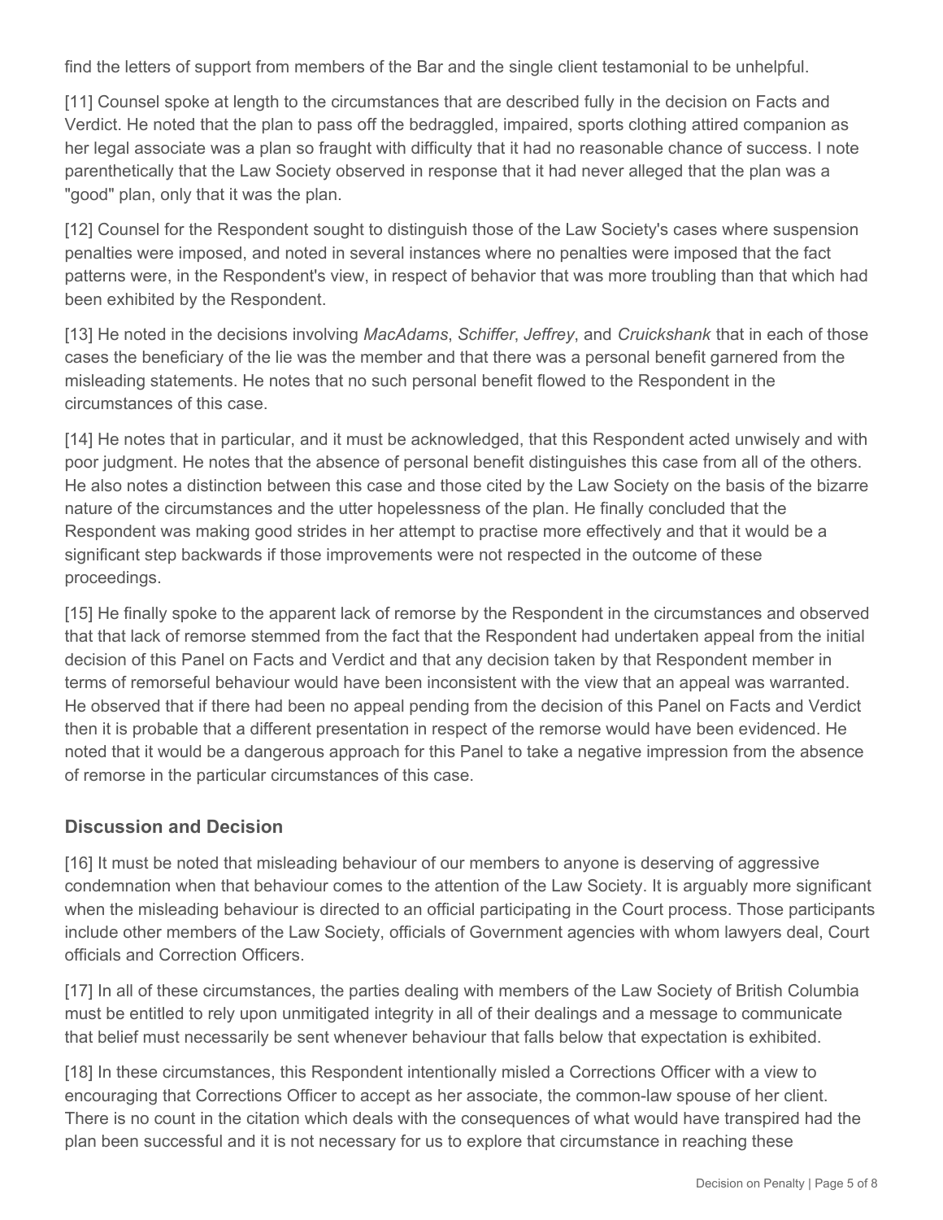find the letters of support from members of the Bar and the single client testamonial to be unhelpful.

[11] Counsel spoke at length to the circumstances that are described fully in the decision on Facts and Verdict. He noted that the plan to pass off the bedraggled, impaired, sports clothing attired companion as her legal associate was a plan so fraught with difficulty that it had no reasonable chance of success. I note parenthetically that the Law Society observed in response that it had never alleged that the plan was a "good" plan, only that it was the plan.

[12] Counsel for the Respondent sought to distinguish those of the Law Society's cases where suspension penalties were imposed, and noted in several instances where no penalties were imposed that the fact patterns were, in the Respondent's view, in respect of behavior that was more troubling than that which had been exhibited by the Respondent.

[13] He noted in the decisions involving *MacAdams*, *Schiffer*, *Jeffrey*, and *Cruickshank* that in each of those cases the beneficiary of the lie was the member and that there was a personal benefit garnered from the misleading statements. He notes that no such personal benefit flowed to the Respondent in the circumstances of this case.

[14] He notes that in particular, and it must be acknowledged, that this Respondent acted unwisely and with poor judgment. He notes that the absence of personal benefit distinguishes this case from all of the others. He also notes a distinction between this case and those cited by the Law Society on the basis of the bizarre nature of the circumstances and the utter hopelessness of the plan. He finally concluded that the Respondent was making good strides in her attempt to practise more effectively and that it would be a significant step backwards if those improvements were not respected in the outcome of these proceedings.

[15] He finally spoke to the apparent lack of remorse by the Respondent in the circumstances and observed that that lack of remorse stemmed from the fact that the Respondent had undertaken appeal from the initial decision of this Panel on Facts and Verdict and that any decision taken by that Respondent member in terms of remorseful behaviour would have been inconsistent with the view that an appeal was warranted. He observed that if there had been no appeal pending from the decision of this Panel on Facts and Verdict then it is probable that a different presentation in respect of the remorse would have been evidenced. He noted that it would be a dangerous approach for this Panel to take a negative impression from the absence of remorse in the particular circumstances of this case.

## Discussion and Decision

[16] It must be noted that misleading behaviour of our members to anyone is deserving of aggressive condemnation when that behaviour comes to the attention of the Law Society. It is arguably more significant when the misleading behaviour is directed to an official participating in the Court process. Those participants include other members of the Law Society, officials of Government agencies with whom lawyers deal, Court officials and Correction Officers.

[17] In all of these circumstances, the parties dealing with members of the Law Society of British Columbia must be entitled to rely upon unmitigated integrity in all of their dealings and a message to communicate that belief must necessarily be sent whenever behaviour that falls below that expectation is exhibited.

[18] In these circumstances, this Respondent intentionally misled a Corrections Officer with a view to encouraging that Corrections Officer to accept as her associate, the common-law spouse of her client. There is no count in the citation which deals with the consequences of what would have transpired had the plan been successful and it is not necessary for us to explore that circumstance in reaching these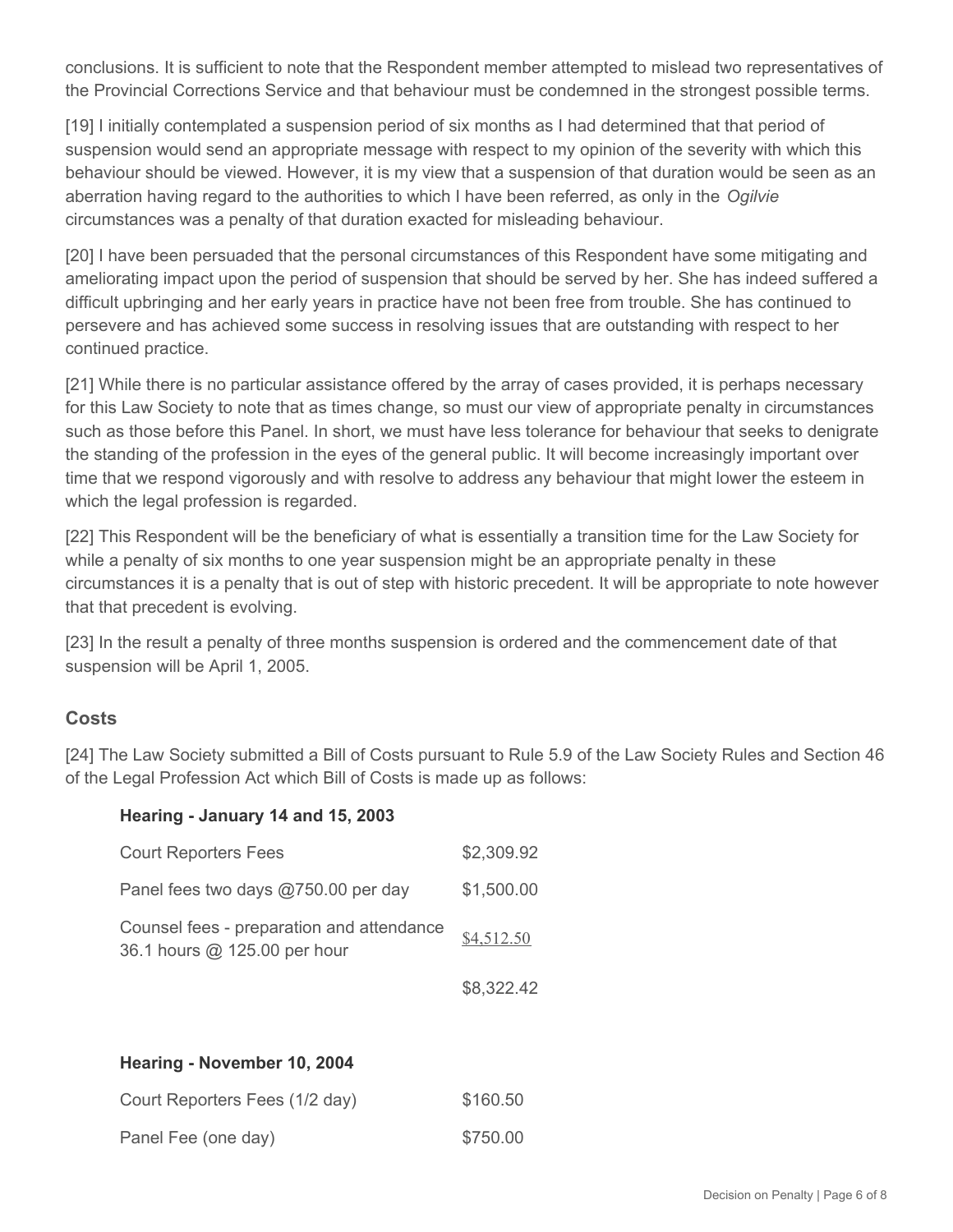conclusions. It is sufficient to note that the Respondent member attempted to mislead two representatives of the Provincial Corrections Service and that behaviour must be condemned in the strongest possible terms.

[19] I initially contemplated a suspension period of six months as I had determined that that period of suspension would send an appropriate message with respect to my opinion of the severity with which this behaviour should be viewed. However, it is my view that a suspension of that duration would be seen as an aberration having regard to the authorities to which I have been referred, as only in the *Ogilvie* circumstances was a penalty of that duration exacted for misleading behaviour.

[20] I have been persuaded that the personal circumstances of this Respondent have some mitigating and ameliorating impact upon the period of suspension that should be served by her. She has indeed suffered a difficult upbringing and her early years in practice have not been free from trouble. She has continued to persevere and has achieved some success in resolving issues that are outstanding with respect to her continued practice.

[21] While there is no particular assistance offered by the array of cases provided, it is perhaps necessary for this Law Society to note that as times change, so must our view of appropriate penalty in circumstances such as those before this Panel. In short, we must have less tolerance for behaviour that seeks to denigrate the standing of the profession in the eyes of the general public. It will become increasingly important over time that we respond vigorously and with resolve to address any behaviour that might lower the esteem in which the legal profession is regarded.

[22] This Respondent will be the beneficiary of what is essentially a transition time for the Law Society for while a penalty of six months to one year suspension might be an appropriate penalty in these circumstances it is a penalty that is out of step with historic precedent. It will be appropriate to note however that that precedent is evolving.

[23] In the result a penalty of three months suspension is ordered and the commencement date of that suspension will be April 1, 2005.

## Costs

[24] The Law Society submitted a Bill of Costs pursuant to Rule 5.9 of the Law Society Rules and Section 46 of the Legal Profession Act which Bill of Costs is made up as follows:

**Hearing - January 14 and 15, 2003**

| | |
|---|---|
| Court Reporters Fees | $2,309.92 |
| Panel fees two days @750.00 per day | $1,500.00 |
| Counsel fees - preparation and attendance 36.1 hours @ 125.00 per hour | $4,512.50 |
| | $8,322.42 |

**Hearing - November 10, 2004**

| | |
|---|---|
| Court Reporters Fees (1/2 day) | $160.50 |
| Panel Fee (one day) | $750.00 |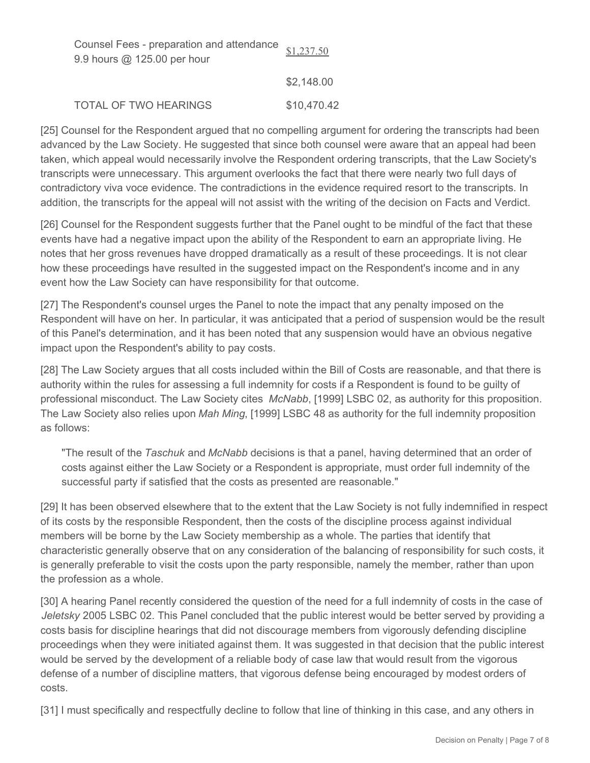| | |
|---|---|
| Counsel Fees - preparation and attendance 9.9 hours @ 125.00 per hour | $1,237.50 |
| | $2,148.00 |
| TOTAL OF TWO HEARINGS | $10,470.42 |

[25] Counsel for the Respondent argued that no compelling argument for ordering the transcripts had been advanced by the Law Society. He suggested that since both counsel were aware that an appeal had been taken, which appeal would necessarily involve the Respondent ordering transcripts, that the Law Society's transcripts were unnecessary. This argument overlooks the fact that there were nearly two full days of contradictory viva voce evidence. The contradictions in the evidence required resort to the transcripts. In addition, the transcripts for the appeal will not assist with the writing of the decision on Facts and Verdict.

[26] Counsel for the Respondent suggests further that the Panel ought to be mindful of the fact that these events have had a negative impact upon the ability of the Respondent to earn an appropriate living. He notes that her gross revenues have dropped dramatically as a result of these proceedings. It is not clear how these proceedings have resulted in the suggested impact on the Respondent's income and in any event how the Law Society can have responsibility for that outcome.

[27] The Respondent's counsel urges the Panel to note the impact that any penalty imposed on the Respondent will have on her. In particular, it was anticipated that a period of suspension would be the result of this Panel's determination, and it has been noted that any suspension would have an obvious negative impact upon the Respondent's ability to pay costs.

[28] The Law Society argues that all costs included within the Bill of Costs are reasonable, and that there is authority within the rules for assessing a full indemnity for costs if a Respondent is found to be guilty of professional misconduct. The Law Society cites *McNabb*, [1999] LSBC 02, as authority for this proposition. The Law Society also relies upon *Mah Ming*, [1999] LSBC 48 as authority for the full indemnity proposition as follows:

> "The result of the *Taschuk* and *McNabb* decisions is that a panel, having determined that an order of costs against either the Law Society or a Respondent is appropriate, must order full indemnity of the successful party if satisfied that the costs as presented are reasonable."

[29] It has been observed elsewhere that to the extent that the Law Society is not fully indemnified in respect of its costs by the responsible Respondent, then the costs of the discipline process against individual members will be borne by the Law Society membership as a whole. The parties that identify that characteristic generally observe that on any consideration of the balancing of responsibility for such costs, it is generally preferable to visit the costs upon the party responsible, namely the member, rather than upon the profession as a whole.

[30] A hearing Panel recently considered the question of the need for a full indemnity of costs in the case of *Jeletsky* 2005 LSBC 02. This Panel concluded that the public interest would be better served by providing a costs basis for discipline hearings that did not discourage members from vigorously defending discipline proceedings when they were initiated against them. It was suggested in that decision that the public interest would be served by the development of a reliable body of case law that would result from the vigorous defense of a number of discipline matters, that vigorous defense being encouraged by modest orders of costs.

[31] I must specifically and respectfully decline to follow that line of thinking in this case, and any others in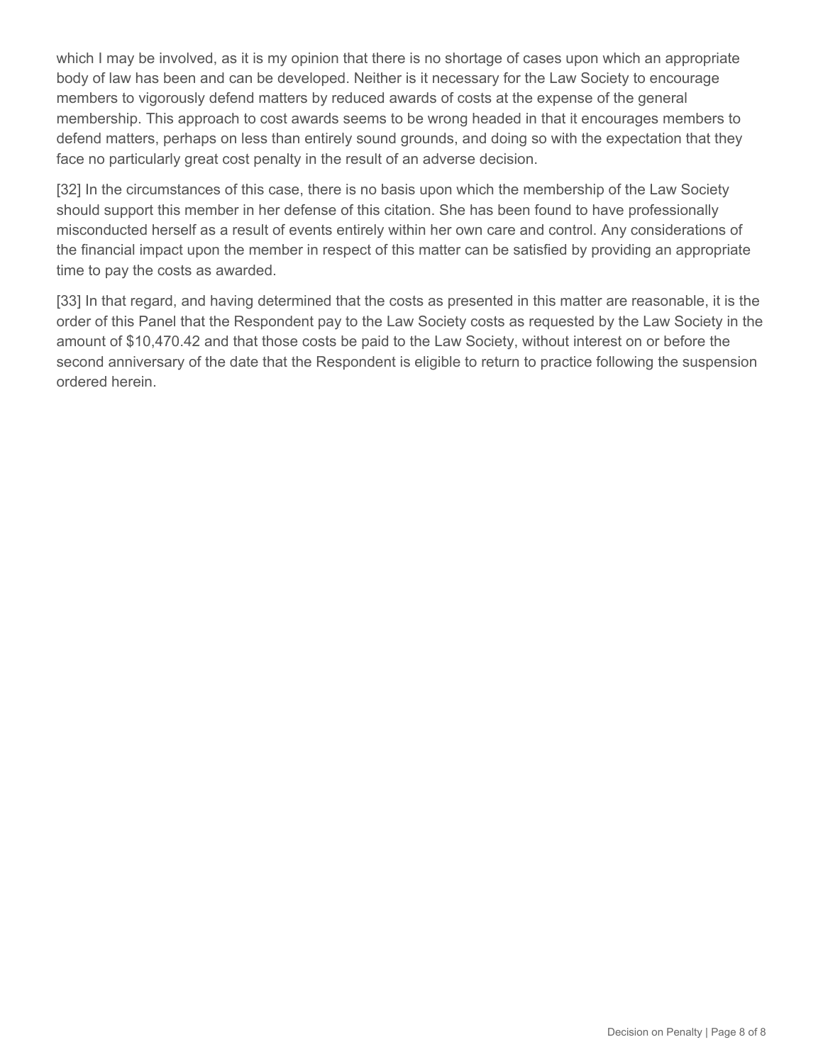which I may be involved, as it is my opinion that there is no shortage of cases upon which an appropriate body of law has been and can be developed. Neither is it necessary for the Law Society to encourage members to vigorously defend matters by reduced awards of costs at the expense of the general membership. This approach to cost awards seems to be wrong headed in that it encourages members to defend matters, perhaps on less than entirely sound grounds, and doing so with the expectation that they face no particularly great cost penalty in the result of an adverse decision.

[32] In the circumstances of this case, there is no basis upon which the membership of the Law Society should support this member in her defense of this citation. She has been found to have professionally misconducted herself as a result of events entirely within her own care and control. Any considerations of the financial impact upon the member in respect of this matter can be satisfied by providing an appropriate time to pay the costs as awarded.

[33] In that regard, and having determined that the costs as presented in this matter are reasonable, it is the order of this Panel that the Respondent pay to the Law Society costs as requested by the Law Society in the amount of $10,470.42 and that those costs be paid to the Law Society, without interest on or before the second anniversary of the date that the Respondent is eligible to return to practice following the suspension ordered herein.